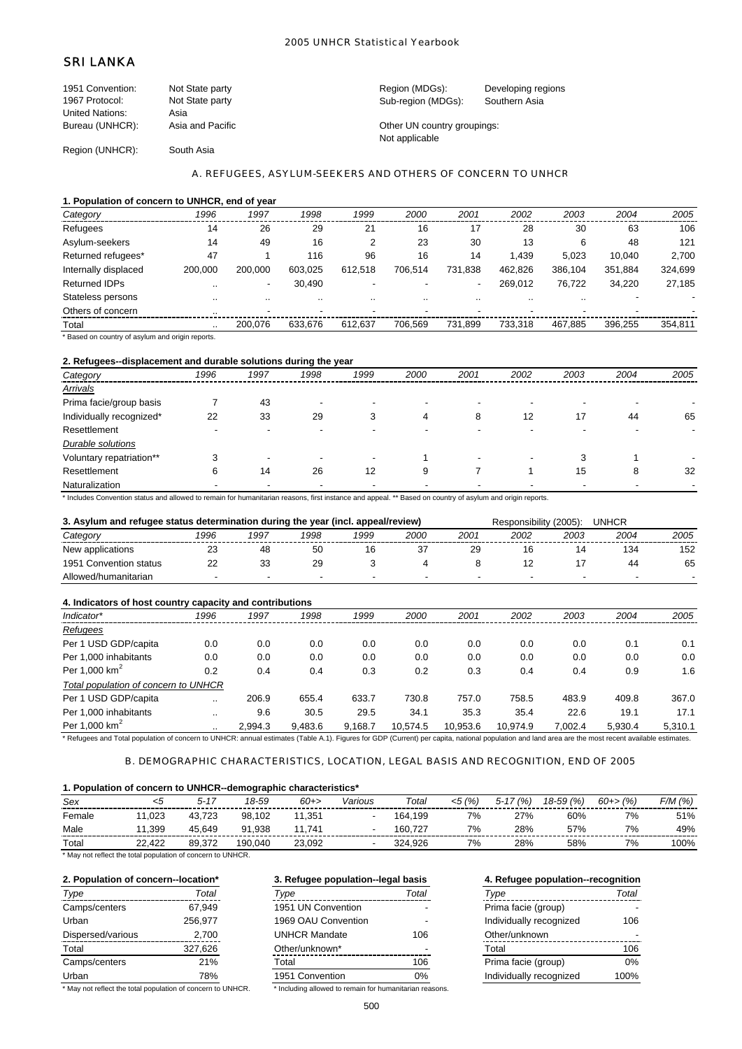# SRI LANKA

| | | | |
|---|---|---|---|
| 1951 Convention: | Not State party | Region (MDGs): | Developing regions |
| 1967 Protocol: | Not State party | Sub-region (MDGs): | Southern Asia |
| United Nations: | Asia | | |
| Bureau (UNHCR): | Asia and Pacific | Other UN country groupings: | Not applicable |
| Region (UNHCR): | South Asia | | |

## A. REFUGEES, ASYLUM-SEEKERS AND OTHERS OF CONCERN TO UNHCR

### 1. Population of concern to UNHCR, end of year

| Category | 1996 | 1997 | 1998 | 1999 | 2000 | 2001 | 2002 | 2003 | 2004 | 2005 |
|---|---|---|---|---|---|---|---|---|---|---|
| Refugees | 14 | 26 | 29 | 21 | 16 | 17 | 28 | 30 | 63 | 106 |
| Asylum-seekers | 14 | 49 | 16 | 2 | 23 | 30 | 13 | 6 | 48 | 121 |
| Returned refugees* | 47 | 1 | 116 | 96 | 16 | 14 | 1,439 | 5,023 | 10,040 | 2,700 |
| Internally displaced | 200,000 | 200,000 | 603,025 | 612,518 | 706,514 | 731,838 | 462,826 | 386,104 | 351,884 | 324,699 |
| Returned IDPs | .. | - | 30,490 | - | - | - | 269,012 | 76,722 | 34,220 | 27,185 |
| Stateless persons | .. | .. | .. | .. | .. | .. | .. | .. | - | - |
| Others of concern | .. | - | - | - | - | - | - | - | - | - |
| Total | .. | 200,076 | 633,676 | 612,637 | 706,569 | 731,899 | 733,318 | 467,885 | 396,255 | 354,811 |

* Based on country of asylum and origin reports.

### 2. Refugees--displacement and durable solutions during the year

| Category | 1996 | 1997 | 1998 | 1999 | 2000 | 2001 | 2002 | 2003 | 2004 | 2005 |
|---|---|---|---|---|---|---|---|---|---|---|
| *Arrivals* | | | | | | | | | | |
| Prima facie/group basis | 7 | 43 | - | - | - | - | - | - | - | - |
| Individually recognized* | 22 | 33 | 29 | 3 | 4 | 8 | 12 | 17 | 44 | 65 |
| Resettlement | - | - | - | - | - | - | - | - | - | - |
| *Durable solutions* | | | | | | | | | | |
| Voluntary repatriation** | 3 | - | - | - | 1 | - | - | 3 | 1 | - |
| Resettlement | 6 | 14 | 26 | 12 | 9 | 7 | 1 | 15 | 8 | 32 |
| Naturalization | - | - | - | - | - | - | - | - | - | - |

* Includes Convention status and allowed to remain for humanitarian reasons, first instance and appeal. ** Based on country of asylum and origin reports.

### 3. Asylum and refugee status determination during the year (incl. appeal/review)

Responsibility (2005): UNHCR

| Category | 1996 | 1997 | 1998 | 1999 | 2000 | 2001 | 2002 | 2003 | 2004 | 2005 |
|---|---|---|---|---|---|---|---|---|---|---|
| New applications | 23 | 48 | 50 | 16 | 37 | 29 | 16 | 14 | 134 | 152 |
| 1951 Convention status | 22 | 33 | 29 | 3 | 4 | 8 | 12 | 17 | 44 | 65 |
| Allowed/humanitarian | - | - | - | - | - | - | - | - | - | - |

### 4. Indicators of host country capacity and contributions

| Indicator* | 1996 | 1997 | 1998 | 1999 | 2000 | 2001 | 2002 | 2003 | 2004 | 2005 |
|---|---|---|---|---|---|---|---|---|---|---|
| *Refugees* | | | | | | | | | | |
| Per 1 USD GDP/capita | 0.0 | 0.0 | 0.0 | 0.0 | 0.0 | 0.0 | 0.0 | 0.0 | 0.1 | 0.1 |
| Per 1,000 inhabitants | 0.0 | 0.0 | 0.0 | 0.0 | 0.0 | 0.0 | 0.0 | 0.0 | 0.0 | 0.0 |
| Per 1,000 $km^2$ | 0.2 | 0.4 | 0.4 | 0.3 | 0.2 | 0.3 | 0.4 | 0.4 | 0.9 | 1.6 |
| *Total population of concern to UNHCR* | | | | | | | | | | |
| Per 1 USD GDP/capita | .. | 206.9 | 655.4 | 633.7 | 730.8 | 757.0 | 758.5 | 483.9 | 409.8 | 367.0 |
| Per 1,000 inhabitants | .. | 9.6 | 30.5 | 29.5 | 34.1 | 35.3 | 35.4 | 22.6 | 19.1 | 17.1 |
| Per 1,000 $km^2$ | .. | 2,994.3 | 9,483.6 | 9,168.7 | 10,574.5 | 10,953.6 | 10,974.9 | 7,002.4 | 5,930.4 | 5,310.1 |

* Refugees and Total population of concern to UNHCR: annual estimates (Table A.1). Figures for GDP (Current) per capita, national population and land area are the most recent available estimates.

## B. DEMOGRAPHIC CHARACTERISTICS, LOCATION, LEGAL BASIS AND RECOGNITION, END OF 2005

### 1. Population of concern to UNHCR--demographic characteristics*

| Sex | <5 | 5-17 | 18-59 | 60+> | Various | Total | <5 (%) | 5-17 (%) | 18-59 (%) | 60+> (%) | F/M (%) |
|---|---|---|---|---|---|---|---|---|---|---|---|
| Female | 11,023 | 43,723 | 98,102 | 11,351 | - | 164,199 | 7% | 27% | 60% | 7% | 51% |
| Male | 11,399 | 45,649 | 91,938 | 11,741 | - | 160,727 | 7% | 28% | 57% | 7% | 49% |
| Total | 22,422 | 89,372 | 190,040 | 23,092 | - | 324,926 | 7% | 28% | 58% | 7% | 100% |

* May not reflect the total population of concern to UNHCR.

### 2. Population of concern--location*

| Type | Total |
|---|---|
| Camps/centers | 67,949 |
| Urban | 256,977 |
| Dispersed/various | 2,700 |
| Total | 327,626 |
| Camps/centers | 21% |
| Urban | 78% |

* May not reflect the total population of concern to UNHCR.

### 3. Refugee population--legal basis

| Type | Total |
|---|---|
| 1951 UN Convention | - |
| 1969 OAU Convention | - |
| UNHCR Mandate | 106 |
| Other/unknown* | - |
| Total | 106 |
| 1951 Convention | 0% |

* Including allowed to remain for humanitarian reasons.

### 4. Refugee population--recognition

| Type | Total |
|---|---|
| Prima facie (group) | - |
| Individually recognized | 106 |
| Other/unknown | - |
| Total | 106 |
| Prima facie (group) | 0% |
| Individually recognized | 100% |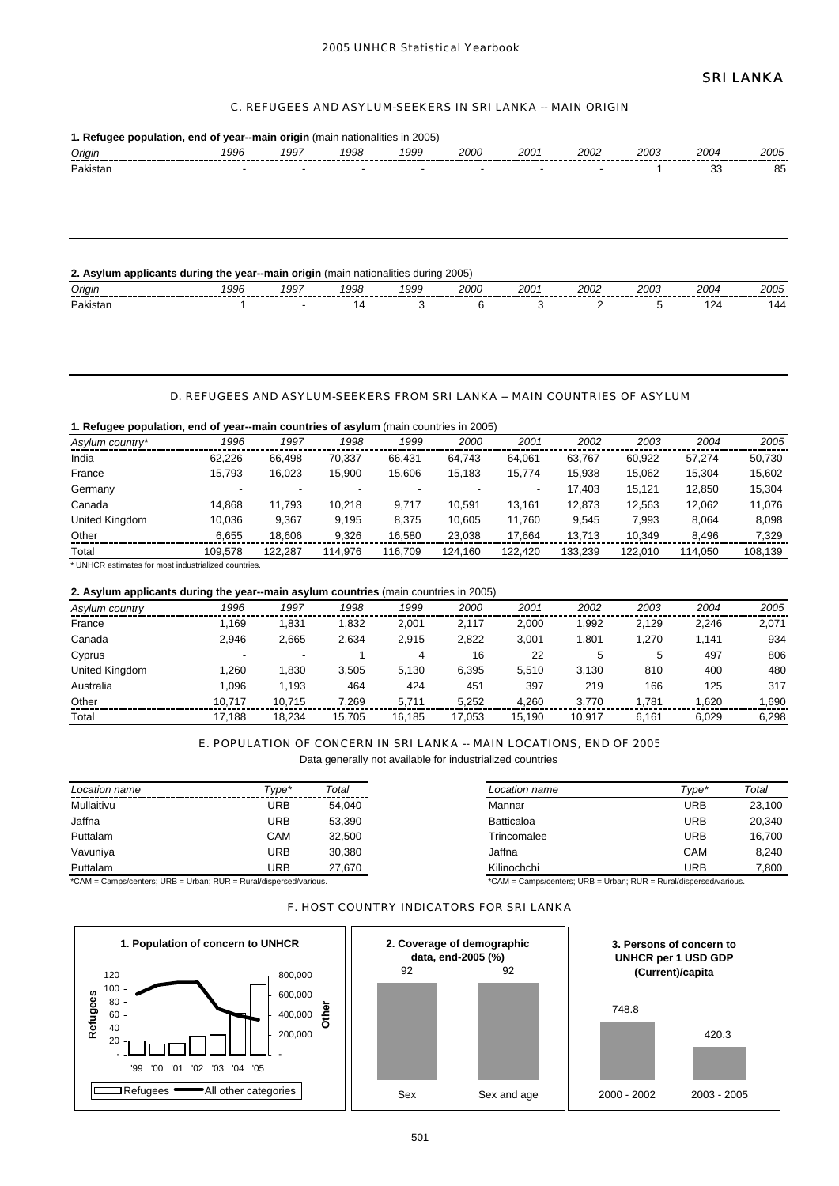# SRI LANKA

## C. REFUGEES AND ASYLUM-SEEKERS IN SRI LANKA -- MAIN ORIGIN

**1. Refugee population, end of year--main origin** (main nationalities in 2005)

| *Origin* | *1996* | *1997* | *1998* | *1999* | *2000* | *2001* | *2002* | *2003* | *2004* | *2005* |
|---|---|---|---|---|---|---|---|---|---|---|
| Pakistan | - | - | - | - | - | - | - | 1 | 33 | 85 |

**2. Asylum applicants during the year--main origin** (main nationalities during 2005)

| *Origin* | *1996* | *1997* | *1998* | *1999* | *2000* | *2001* | *2002* | *2003* | *2004* | *2005* |
|---|---|---|---|---|---|---|---|---|---|---|
| Pakistan | 1 | - | 14 | 3 | 6 | 3 | 2 | 5 | 124 | 144 |

## D. REFUGEES AND ASYLUM-SEEKERS FROM SRI LANKA -- MAIN COUNTRIES OF ASYLUM

**1. Refugee population, end of year--main countries of asylum** (main countries in 2005)

| *Asylum country** | *1996* | *1997* | *1998* | *1999* | *2000* | *2001* | *2002* | *2003* | *2004* | *2005* |
|---|---|---|---|---|---|---|---|---|---|---|
| India | 62,226 | 66,498 | 70,337 | 66,431 | 64,743 | 64,061 | 63,767 | 60,922 | 57,274 | 50,730 |
| France | 15,793 | 16,023 | 15,900 | 15,606 | 15,183 | 15,774 | 15,938 | 15,062 | 15,304 | 15,602 |
| Germany | - | - | - | - | - | - | 17,403 | 15,121 | 12,850 | 15,304 |
| Canada | 14,868 | 11,793 | 10,218 | 9,717 | 10,591 | 13,161 | 12,873 | 12,563 | 12,062 | 11,076 |
| United Kingdom | 10,036 | 9,367 | 9,195 | 8,375 | 10,605 | 11,760 | 9,545 | 7,993 | 8,064 | 8,098 |
| Other | 6,655 | 18,606 | 9,326 | 16,580 | 23,038 | 17,664 | 13,713 | 10,349 | 8,496 | 7,329 |
| Total | 109,578 | 122,287 | 114,976 | 116,709 | 124,160 | 122,420 | 133,239 | 122,010 | 114,050 | 108,139 |

\* UNHCR estimates for most industrialized countries.

**2. Asylum applicants during the year--main asylum countries** (main countries in 2005)

| *Asylum country* | *1996* | *1997* | *1998* | *1999* | *2000* | *2001* | *2002* | *2003* | *2004* | *2005* |
|---|---|---|---|---|---|---|---|---|---|---|
| France | 1,169 | 1,831 | 1,832 | 2,001 | 2,117 | 2,000 | 1,992 | 2,129 | 2,246 | 2,071 |
| Canada | 2,946 | 2,665 | 2,634 | 2,915 | 2,822 | 3,001 | 1,801 | 1,270 | 1,141 | 934 |
| Cyprus | - | - | 1 | 4 | 16 | 22 | 5 | 5 | 497 | 806 |
| United Kingdom | 1,260 | 1,830 | 3,505 | 5,130 | 6,395 | 5,510 | 3,130 | 810 | 400 | 480 |
| Australia | 1,096 | 1,193 | 464 | 424 | 451 | 397 | 219 | 166 | 125 | 317 |
| Other | 10,717 | 10,715 | 7,269 | 5,711 | 5,252 | 4,260 | 3,770 | 1,781 | 1,620 | 1,690 |
| Total | 17,188 | 18,234 | 15,705 | 16,185 | 17,053 | 15,190 | 10,917 | 6,161 | 6,029 | 6,298 |

## E. POPULATION OF CONCERN IN SRI LANKA -- MAIN LOCATIONS, END OF 2005

Data generally not available for industrialized countries

| *Location name* | *Type** | *Total* |
|---|---|---|
| Mullaitivu | URB | 54,040 |
| Jaffna | URB | 53,390 |
| Puttalam | CAM | 32,500 |
| Vavuniya | URB | 30,380 |
| Puttalam | URB | 27,670 |
| Mannar | URB | 23,100 |
| Batticaloa | URB | 20,340 |
| Trincomalee | URB | 16,700 |
| Jaffna | CAM | 8,240 |
| Kilinochchi | URB | 7,800 |

\*CAM = Camps/centers; URB = Urban; RUR = Rural/dispersed/various.

## F. HOST COUNTRY INDICATORS FOR SRI LANKA

**1. Population of concern to UNHCR**

Refugees
120
100
80
60
40
20
-
Other
800,000
600,000
400,000
200,000
-
'99 '00 '01 '02 '03 '04 '05
Refugees — All other categories

**2. Coverage of demographic data, end-2005 (%)**

92 92
Sex
Sex and age

**3. Persons of concern to UNHCR per 1 USD GDP (Current)/capita**

748.8
420.3
2000 - 2002
2003 - 2005